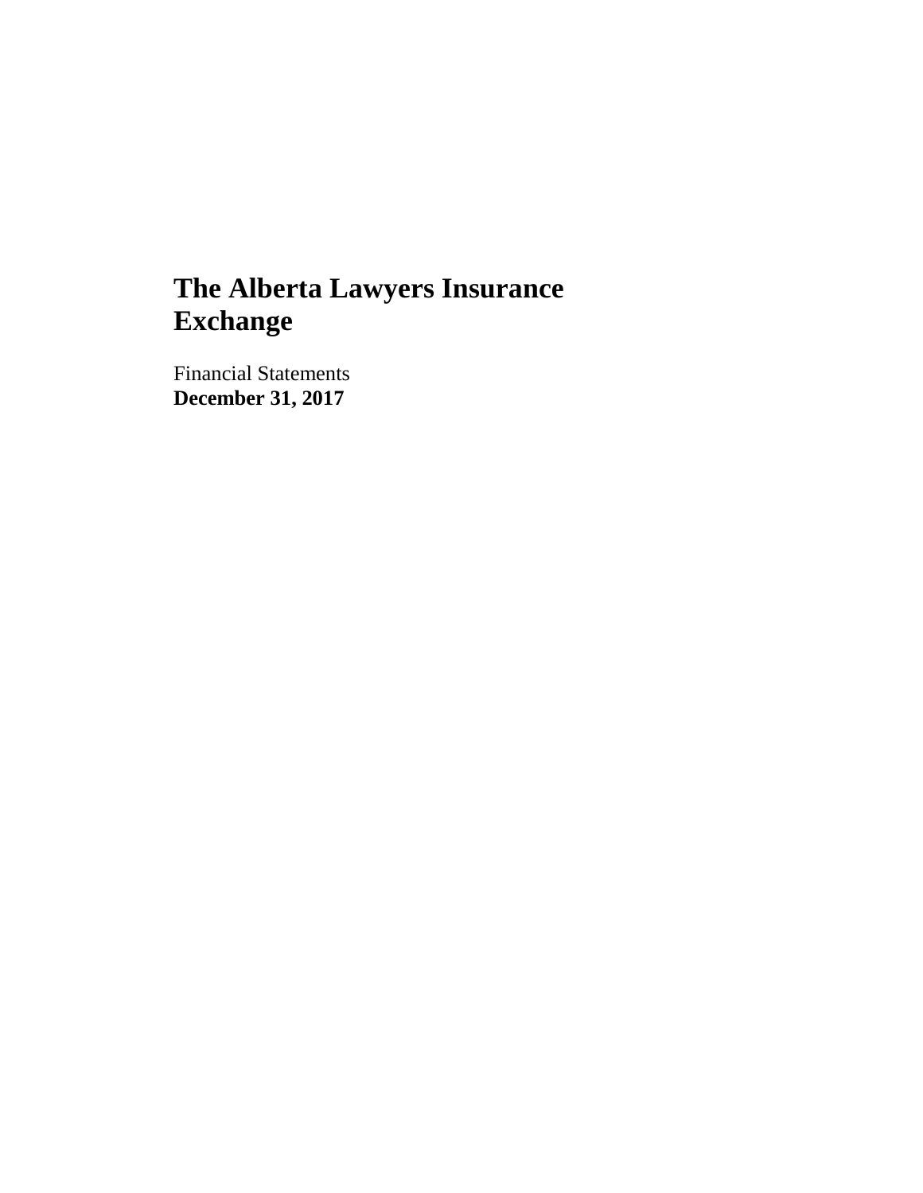# The Alberta Lawyers Insurance Exchange

Financial Statements

**December 31, 2017**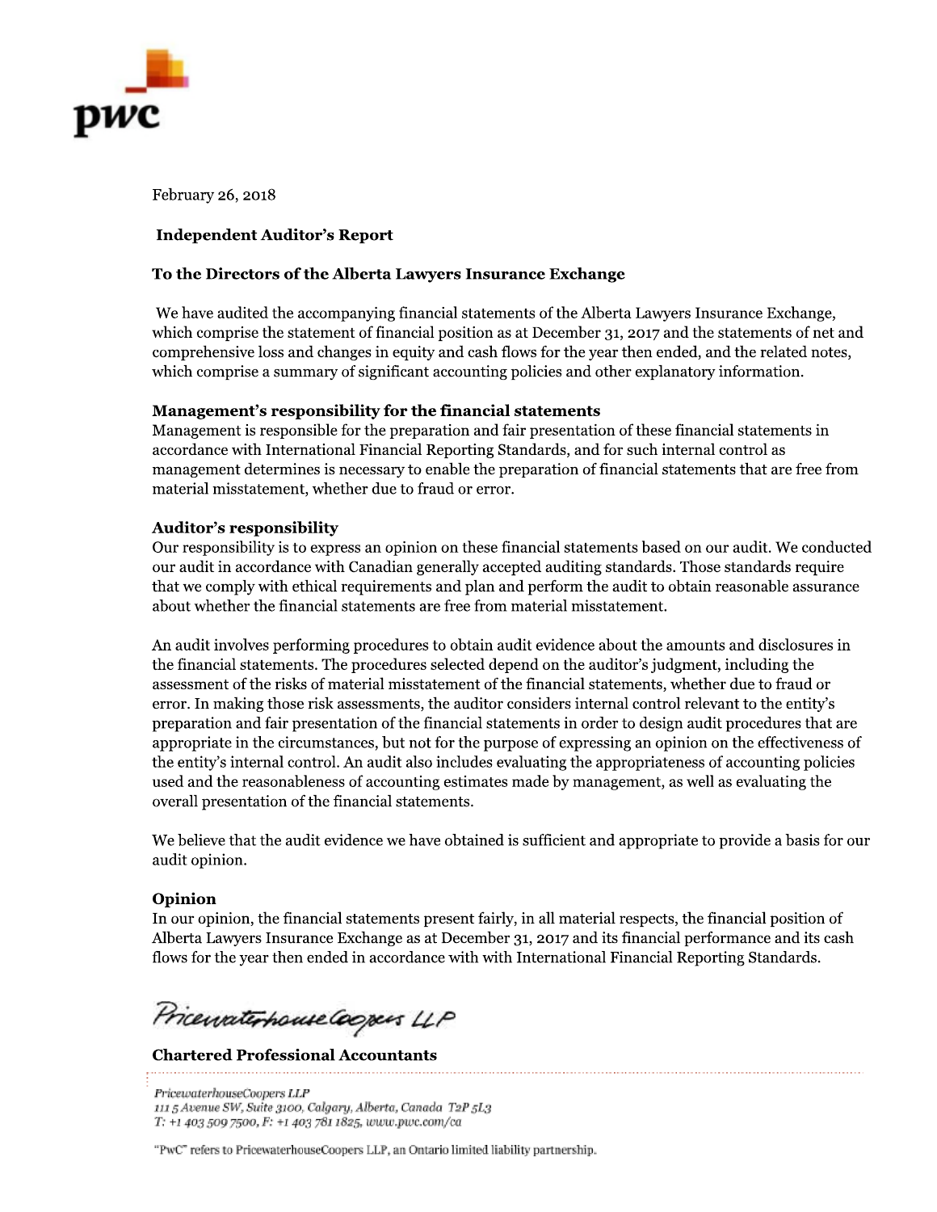February 26, 2018

**Independent Auditor's Report**

**To the Directors of the Alberta Lawyers Insurance Exchange**

We have audited the accompanying financial statements of the Alberta Lawyers Insurance Exchange, which comprise the statement of financial position as at December 31, 2017 and the statements of net and comprehensive loss and changes in equity and cash flows for the year then ended, and the related notes, which comprise a summary of significant accounting policies and other explanatory information.

**Management's responsibility for the financial statements**

Management is responsible for the preparation and fair presentation of these financial statements in accordance with International Financial Reporting Standards, and for such internal control as management determines is necessary to enable the preparation of financial statements that are free from material misstatement, whether due to fraud or error.

**Auditor's responsibility**

Our responsibility is to express an opinion on these financial statements based on our audit. We conducted our audit in accordance with Canadian generally accepted auditing standards. Those standards require that we comply with ethical requirements and plan and perform the audit to obtain reasonable assurance about whether the financial statements are free from material misstatement.

An audit involves performing procedures to obtain audit evidence about the amounts and disclosures in the financial statements. The procedures selected depend on the auditor's judgment, including the assessment of the risks of material misstatement of the financial statements, whether due to fraud or error. In making those risk assessments, the auditor considers internal control relevant to the entity's preparation and fair presentation of the financial statements in order to design audit procedures that are appropriate in the circumstances, but not for the purpose of expressing an opinion on the effectiveness of the entity's internal control. An audit also includes evaluating the appropriateness of accounting policies used and the reasonableness of accounting estimates made by management, as well as evaluating the overall presentation of the financial statements.

We believe that the audit evidence we have obtained is sufficient and appropriate to provide a basis for our audit opinion.

**Opinion**

In our opinion, the financial statements present fairly, in all material respects, the financial position of Alberta Lawyers Insurance Exchange as at December 31, 2017 and its financial performance and its cash flows for the year then ended in accordance with with International Financial Reporting Standards.

*PricewaterhouseCoopers LLP*

**Chartered Professional Accountants**

*PricewaterhouseCoopers LLP*
*111 5 Avenue SW, Suite 3100, Calgary, Alberta, Canada T2P 5L3*
*T: +1 403 509 7500, F: +1 403 781 1825, www.pwc.com/ca*

"PwC" refers to PricewaterhouseCoopers LLP, an Ontario limited liability partnership.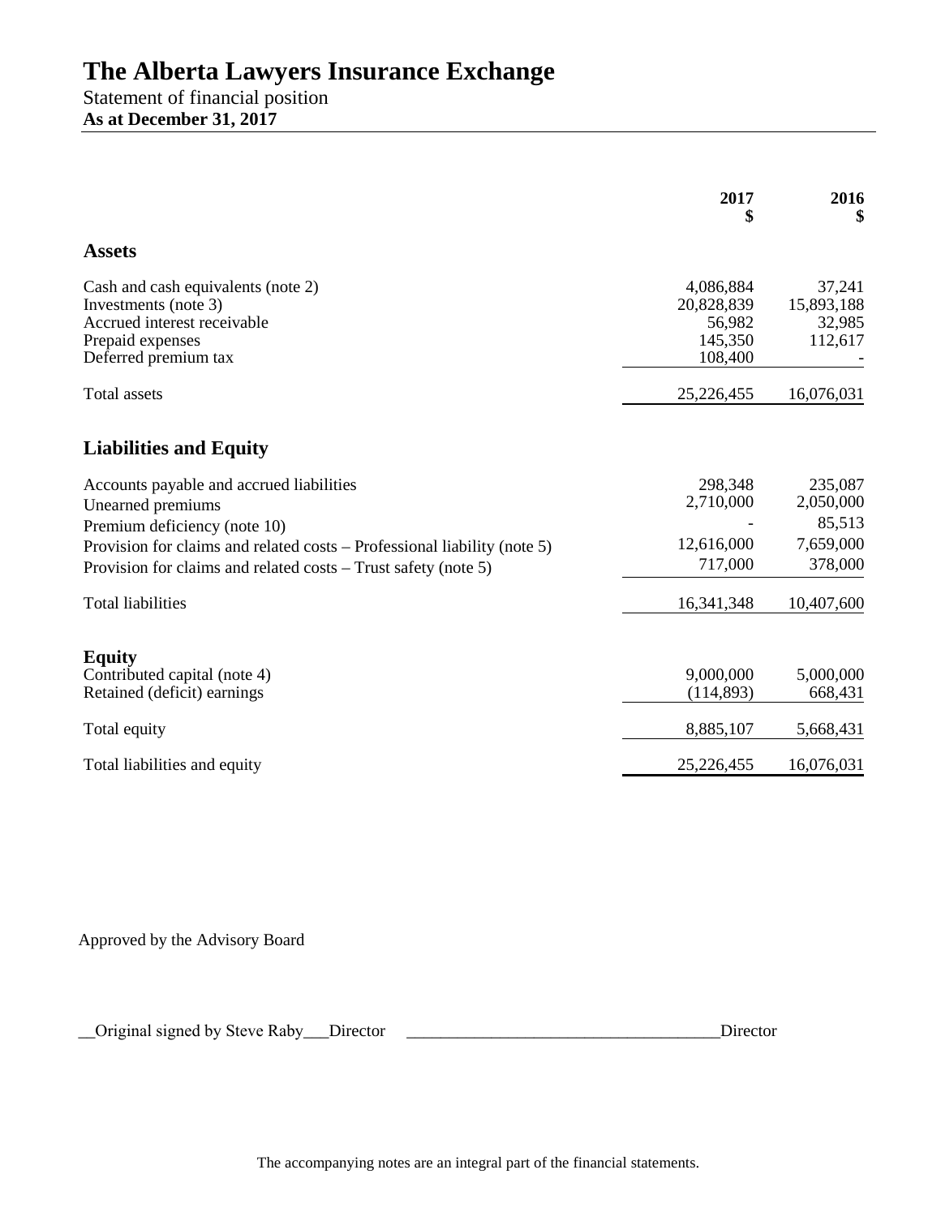# The Alberta Lawyers Insurance Exchange

Statement of financial position
**As at December 31, 2017**

| | 2017<br>$ | 2016<br>$ |
|---|---|---|
| **Assets** | | |
| Cash and cash equivalents (note 2) | 4,086,884 | 37,241 |
| Investments (note 3) | 20,828,839 | 15,893,188 |
| Accrued interest receivable | 56,982 | 32,985 |
| Prepaid expenses | 145,350 | 112,617 |
| Deferred premium tax | 108,400 | - |
| Total assets | 25,226,455 | 16,076,031 |
| **Liabilities and Equity** | | |
| Accounts payable and accrued liabilities | 298,348 | 235,087 |
| Unearned premiums | 2,710,000 | 2,050,000 |
| Premium deficiency (note 10) | - | 85,513 |
| Provision for claims and related costs – Professional liability (note 5) | 12,616,000 | 7,659,000 |
| Provision for claims and related costs – Trust safety (note 5) | 717,000 | 378,000 |
| Total liabilities | 16,341,348 | 10,407,600 |
| **Equity** | | |
| Contributed capital (note 4) | 9,000,000 | 5,000,000 |
| Retained (deficit) earnings | (114,893) | 668,431 |
| Total equity | 8,885,107 | 5,668,431 |
| Total liabilities and equity | 25,226,455 | 16,076,031 |

Approved by the Advisory Board

__Original signed by Steve Raby___Director _____________________________________Director

The accompanying notes are an integral part of the financial statements.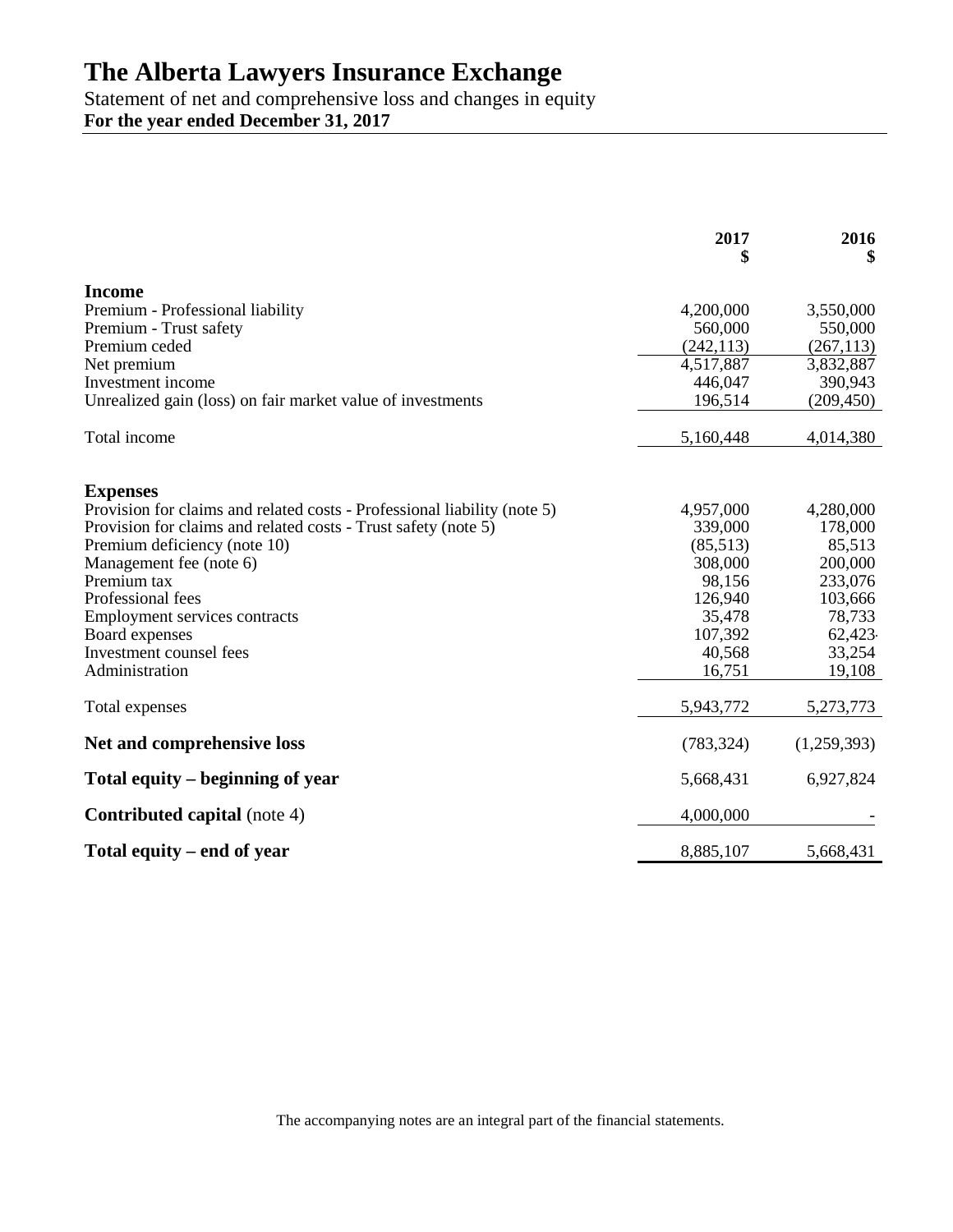# The Alberta Lawyers Insurance Exchange

Statement of net and comprehensive loss and changes in equity
**For the year ended December 31, 2017**

| | 2017<br>$ | 2016<br>$ |
|---|---:|---:|
| **Income** | | |
| Premium - Professional liability | 4,200,000 | 3,550,000 |
| Premium - Trust safety | 560,000 | 550,000 |
| Premium ceded | (242,113) | (267,113) |
| Net premium | 4,517,887 | 3,832,887 |
| Investment income | 446,047 | 390,943 |
| Unrealized gain (loss) on fair market value of investments | 196,514 | (209,450) |
| Total income | 5,160,448 | 4,014,380 |
| **Expenses** | | |
| Provision for claims and related costs - Professional liability (note 5) | 4,957,000 | 4,280,000 |
| Provision for claims and related costs - Trust safety (note 5) | 339,000 | 178,000 |
| Premium deficiency (note 10) | (85,513) | 85,513 |
| Management fee (note 6) | 308,000 | 200,000 |
| Premium tax | 98,156 | 233,076 |
| Professional fees | 126,940 | 103,666 |
| Employment services contracts | 35,478 | 78,733 |
| Board expenses | 107,392 | 62,423 |
| Investment counsel fees | 40,568 | 33,254 |
| Administration | 16,751 | 19,108 |
| Total expenses | 5,943,772 | 5,273,773 |
| **Net and comprehensive loss** | (783,324) | (1,259,393) |
| **Total equity – beginning of year** | 5,668,431 | 6,927,824 |
| **Contributed capital** (note 4) | 4,000,000 | - |
| **Total equity – end of year** | 8,885,107 | 5,668,431 |

The accompanying notes are an integral part of the financial statements.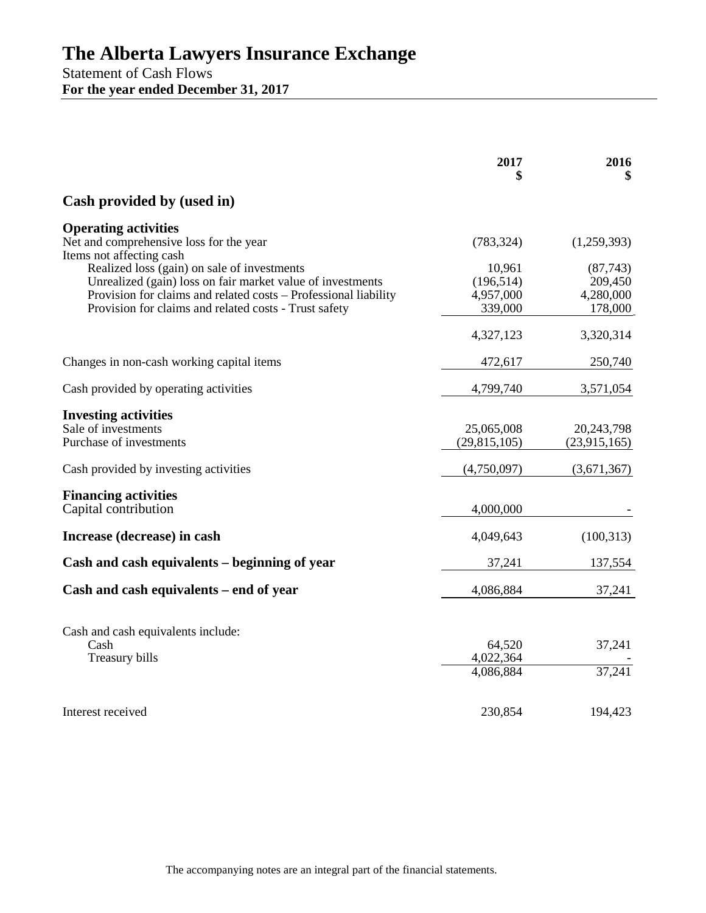# The Alberta Lawyers Insurance Exchange

Statement of Cash Flows

**For the year ended December 31, 2017**

| | 2017<br>$ | 2016<br>$ |
|---|---|---|
| **Cash provided by (used in)** | | |
| **Operating activities** | | |
| Net and comprehensive loss for the year | (783,324) | (1,259,393) |
| Items not affecting cash | | |
| Realized loss (gain) on sale of investments | 10,961 | (87,743) |
| Unrealized (gain) loss on fair market value of investments | (196,514) | 209,450 |
| Provision for claims and related costs – Professional liability | 4,957,000 | 4,280,000 |
| Provision for claims and related costs - Trust safety | 339,000 | 178,000 |
| | 4,327,123 | 3,320,314 |
| Changes in non-cash working capital items | 472,617 | 250,740 |
| Cash provided by operating activities | 4,799,740 | 3,571,054 |
| **Investing activities** | | |
| Sale of investments | 25,065,008 | 20,243,798 |
| Purchase of investments | (29,815,105) | (23,915,165) |
| Cash provided by investing activities | (4,750,097) | (3,671,367) |
| **Financing activities** | | |
| Capital contribution | 4,000,000 | - |
| **Increase (decrease) in cash** | 4,049,643 | (100,313) |
| **Cash and cash equivalents – beginning of year** | 37,241 | 137,554 |
| **Cash and cash equivalents – end of year** | 4,086,884 | 37,241 |
| Cash and cash equivalents include: | | |
| Cash | 64,520 | 37,241 |
| Treasury bills | 4,022,364 | - |
| | 4,086,884 | 37,241 |
| Interest received | 230,854 | 194,423 |

The accompanying notes are an integral part of the financial statements.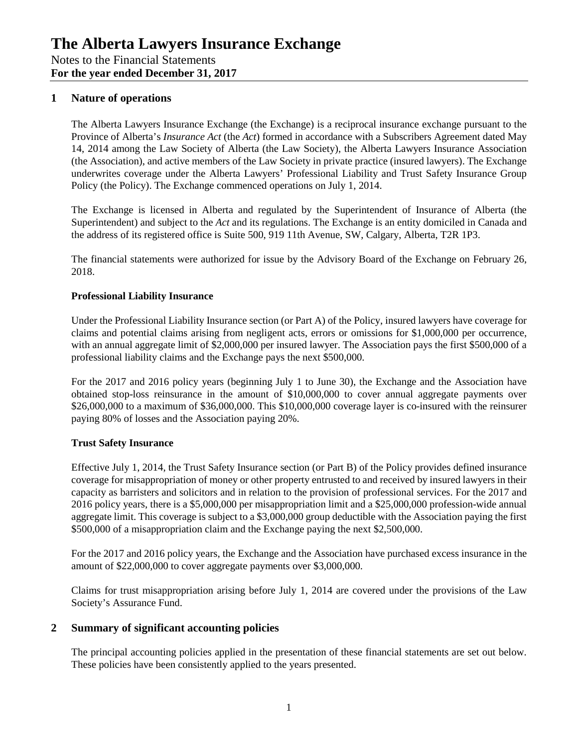# The Alberta Lawyers Insurance Exchange

Notes to the Financial Statements
**For the year ended December 31, 2017**

## 1 Nature of operations

The Alberta Lawyers Insurance Exchange (the Exchange) is a reciprocal insurance exchange pursuant to the Province of Alberta's *Insurance Act* (the *Act*) formed in accordance with a Subscribers Agreement dated May 14, 2014 among the Law Society of Alberta (the Law Society), the Alberta Lawyers Insurance Association (the Association), and active members of the Law Society in private practice (insured lawyers). The Exchange underwrites coverage under the Alberta Lawyers' Professional Liability and Trust Safety Insurance Group Policy (the Policy). The Exchange commenced operations on July 1, 2014.

The Exchange is licensed in Alberta and regulated by the Superintendent of Insurance of Alberta (the Superintendent) and subject to the *Act* and its regulations. The Exchange is an entity domiciled in Canada and the address of its registered office is Suite 500, 919 11th Avenue, SW, Calgary, Alberta, T2R 1P3.

The financial statements were authorized for issue by the Advisory Board of the Exchange on February 26, 2018.

### Professional Liability Insurance

Under the Professional Liability Insurance section (or Part A) of the Policy, insured lawyers have coverage for claims and potential claims arising from negligent acts, errors or omissions for $1,000,000 per occurrence, with an annual aggregate limit of $2,000,000 per insured lawyer. The Association pays the first $500,000 of a professional liability claims and the Exchange pays the next $500,000.

For the 2017 and 2016 policy years (beginning July 1 to June 30), the Exchange and the Association have obtained stop-loss reinsurance in the amount of $10,000,000 to cover annual aggregate payments over $26,000,000 to a maximum of $36,000,000. This $10,000,000 coverage layer is co-insured with the reinsurer paying 80% of losses and the Association paying 20%.

### Trust Safety Insurance

Effective July 1, 2014, the Trust Safety Insurance section (or Part B) of the Policy provides defined insurance coverage for misappropriation of money or other property entrusted to and received by insured lawyers in their capacity as barristers and solicitors and in relation to the provision of professional services. For the 2017 and 2016 policy years, there is a $5,000,000 per misappropriation limit and a $25,000,000 profession-wide annual aggregate limit. This coverage is subject to a $3,000,000 group deductible with the Association paying the first $500,000 of a misappropriation claim and the Exchange paying the next $2,500,000.

For the 2017 and 2016 policy years, the Exchange and the Association have purchased excess insurance in the amount of $22,000,000 to cover aggregate payments over $3,000,000.

Claims for trust misappropriation arising before July 1, 2014 are covered under the provisions of the Law Society's Assurance Fund.

## 2 Summary of significant accounting policies

The principal accounting policies applied in the presentation of these financial statements are set out below. These policies have been consistently applied to the years presented.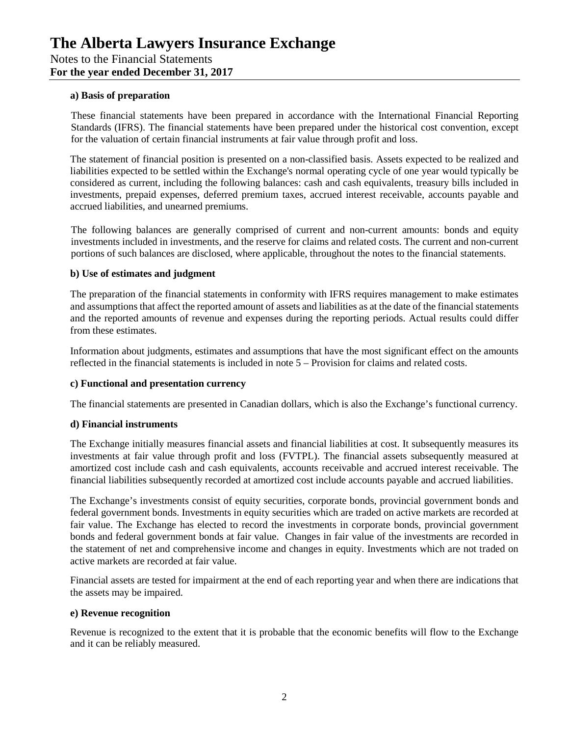# The Alberta Lawyers Insurance Exchange

Notes to the Financial Statements
**For the year ended December 31, 2017**

**a) Basis of preparation**

These financial statements have been prepared in accordance with the International Financial Reporting Standards (IFRS). The financial statements have been prepared under the historical cost convention, except for the valuation of certain financial instruments at fair value through profit and loss.

The statement of financial position is presented on a non-classified basis. Assets expected to be realized and liabilities expected to be settled within the Exchange's normal operating cycle of one year would typically be considered as current, including the following balances: cash and cash equivalents, treasury bills included in investments, prepaid expenses, deferred premium taxes, accrued interest receivable, accounts payable and accrued liabilities, and unearned premiums.

The following balances are generally comprised of current and non-current amounts: bonds and equity investments included in investments, and the reserve for claims and related costs. The current and non-current portions of such balances are disclosed, where applicable, throughout the notes to the financial statements.

**b) Use of estimates and judgment**

The preparation of the financial statements in conformity with IFRS requires management to make estimates and assumptions that affect the reported amount of assets and liabilities as at the date of the financial statements and the reported amounts of revenue and expenses during the reporting periods. Actual results could differ from these estimates.

Information about judgments, estimates and assumptions that have the most significant effect on the amounts reflected in the financial statements is included in note 5 – Provision for claims and related costs.

**c) Functional and presentation currency**

The financial statements are presented in Canadian dollars, which is also the Exchange's functional currency.

**d) Financial instruments**

The Exchange initially measures financial assets and financial liabilities at cost. It subsequently measures its investments at fair value through profit and loss (FVTPL). The financial assets subsequently measured at amortized cost include cash and cash equivalents, accounts receivable and accrued interest receivable. The financial liabilities subsequently recorded at amortized cost include accounts payable and accrued liabilities.

The Exchange's investments consist of equity securities, corporate bonds, provincial government bonds and federal government bonds. Investments in equity securities which are traded on active markets are recorded at fair value. The Exchange has elected to record the investments in corporate bonds, provincial government bonds and federal government bonds at fair value. Changes in fair value of the investments are recorded in the statement of net and comprehensive income and changes in equity. Investments which are not traded on active markets are recorded at fair value.

Financial assets are tested for impairment at the end of each reporting year and when there are indications that the assets may be impaired.

**e) Revenue recognition**

Revenue is recognized to the extent that it is probable that the economic benefits will flow to the Exchange and it can be reliably measured.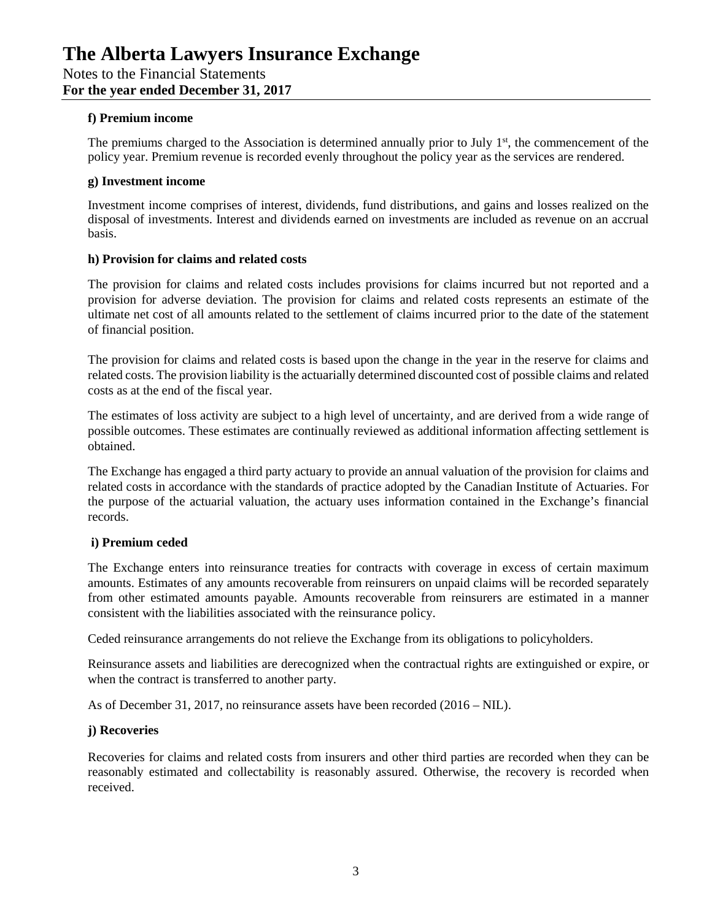#### f) Premium income

The premiums charged to the Association is determined annually prior to July 1st, the commencement of the policy year. Premium revenue is recorded evenly throughout the policy year as the services are rendered.

#### g) Investment income

Investment income comprises of interest, dividends, fund distributions, and gains and losses realized on the disposal of investments. Interest and dividends earned on investments are included as revenue on an accrual basis.

#### h) Provision for claims and related costs

The provision for claims and related costs includes provisions for claims incurred but not reported and a provision for adverse deviation. The provision for claims and related costs represents an estimate of the ultimate net cost of all amounts related to the settlement of claims incurred prior to the date of the statement of financial position.

The provision for claims and related costs is based upon the change in the year in the reserve for claims and related costs. The provision liability is the actuarially determined discounted cost of possible claims and related costs as at the end of the fiscal year.

The estimates of loss activity are subject to a high level of uncertainty, and are derived from a wide range of possible outcomes. These estimates are continually reviewed as additional information affecting settlement is obtained.

The Exchange has engaged a third party actuary to provide an annual valuation of the provision for claims and related costs in accordance with the standards of practice adopted by the Canadian Institute of Actuaries. For the purpose of the actuarial valuation, the actuary uses information contained in the Exchange's financial records.

#### i) Premium ceded

The Exchange enters into reinsurance treaties for contracts with coverage in excess of certain maximum amounts. Estimates of any amounts recoverable from reinsurers on unpaid claims will be recorded separately from other estimated amounts payable. Amounts recoverable from reinsurers are estimated in a manner consistent with the liabilities associated with the reinsurance policy.

Ceded reinsurance arrangements do not relieve the Exchange from its obligations to policyholders.

Reinsurance assets and liabilities are derecognized when the contractual rights are extinguished or expire, or when the contract is transferred to another party.

As of December 31, 2017, no reinsurance assets have been recorded (2016 – NIL).

#### j) Recoveries

Recoveries for claims and related costs from insurers and other third parties are recorded when they can be reasonably estimated and collectability is reasonably assured. Otherwise, the recovery is recorded when received.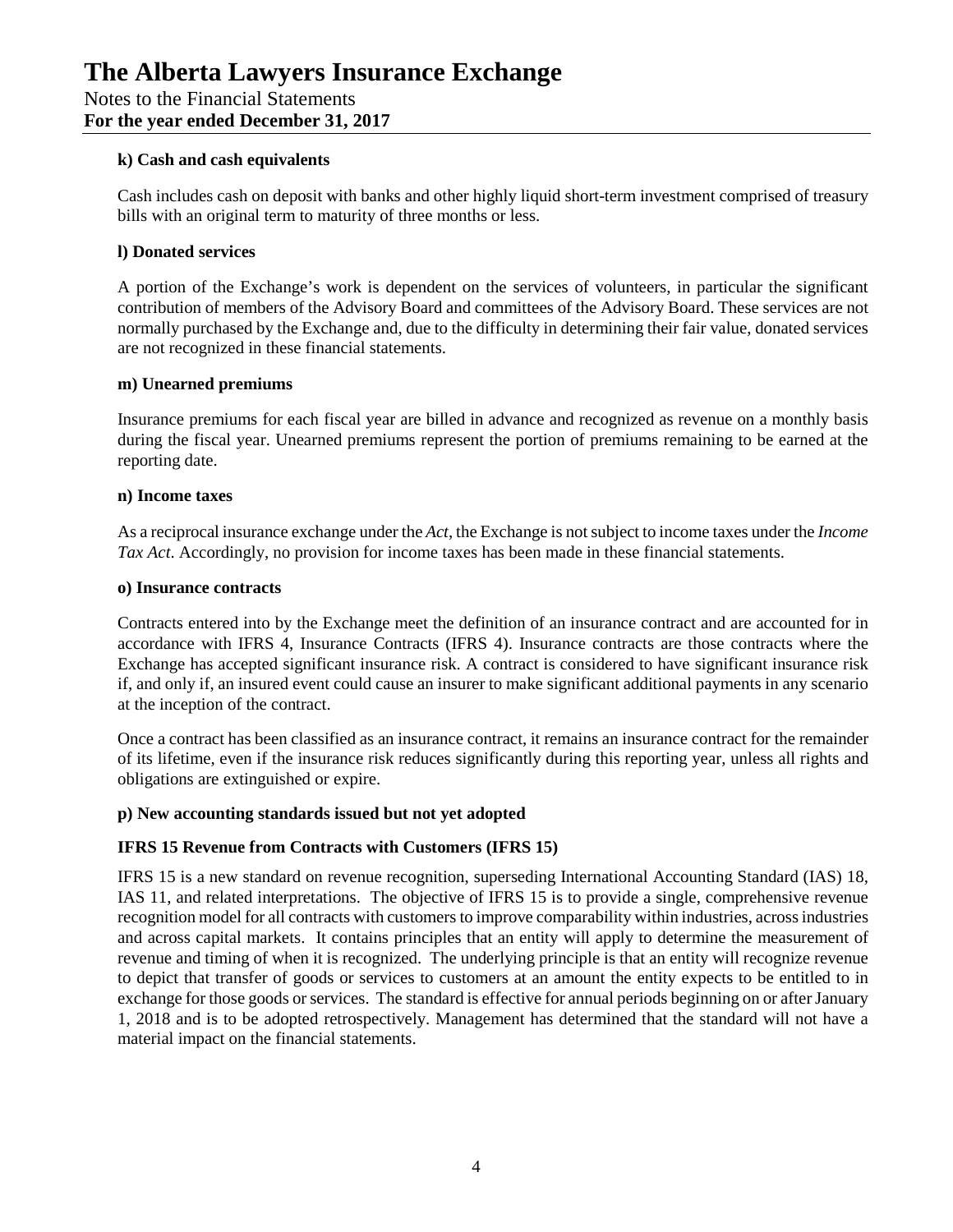**k) Cash and cash equivalents**

Cash includes cash on deposit with banks and other highly liquid short-term investment comprised of treasury bills with an original term to maturity of three months or less.

**l) Donated services**

A portion of the Exchange's work is dependent on the services of volunteers, in particular the significant contribution of members of the Advisory Board and committees of the Advisory Board. These services are not normally purchased by the Exchange and, due to the difficulty in determining their fair value, donated services are not recognized in these financial statements.

**m) Unearned premiums**

Insurance premiums for each fiscal year are billed in advance and recognized as revenue on a monthly basis during the fiscal year. Unearned premiums represent the portion of premiums remaining to be earned at the reporting date.

**n) Income taxes**

As a reciprocal insurance exchange under the *Act*, the Exchange is not subject to income taxes under the *Income Tax Act*. Accordingly, no provision for income taxes has been made in these financial statements.

**o) Insurance contracts**

Contracts entered into by the Exchange meet the definition of an insurance contract and are accounted for in accordance with IFRS 4, Insurance Contracts (IFRS 4). Insurance contracts are those contracts where the Exchange has accepted significant insurance risk. A contract is considered to have significant insurance risk if, and only if, an insured event could cause an insurer to make significant additional payments in any scenario at the inception of the contract.

Once a contract has been classified as an insurance contract, it remains an insurance contract for the remainder of its lifetime, even if the insurance risk reduces significantly during this reporting year, unless all rights and obligations are extinguished or expire.

**p) New accounting standards issued but not yet adopted**

**IFRS 15 Revenue from Contracts with Customers (IFRS 15)**

IFRS 15 is a new standard on revenue recognition, superseding International Accounting Standard (IAS) 18, IAS 11, and related interpretations. The objective of IFRS 15 is to provide a single, comprehensive revenue recognition model for all contracts with customers to improve comparability within industries, across industries and across capital markets. It contains principles that an entity will apply to determine the measurement of revenue and timing of when it is recognized. The underlying principle is that an entity will recognize revenue to depict that transfer of goods or services to customers at an amount the entity expects to be entitled to in exchange for those goods or services. The standard is effective for annual periods beginning on or after January 1, 2018 and is to be adopted retrospectively. Management has determined that the standard will not have a material impact on the financial statements.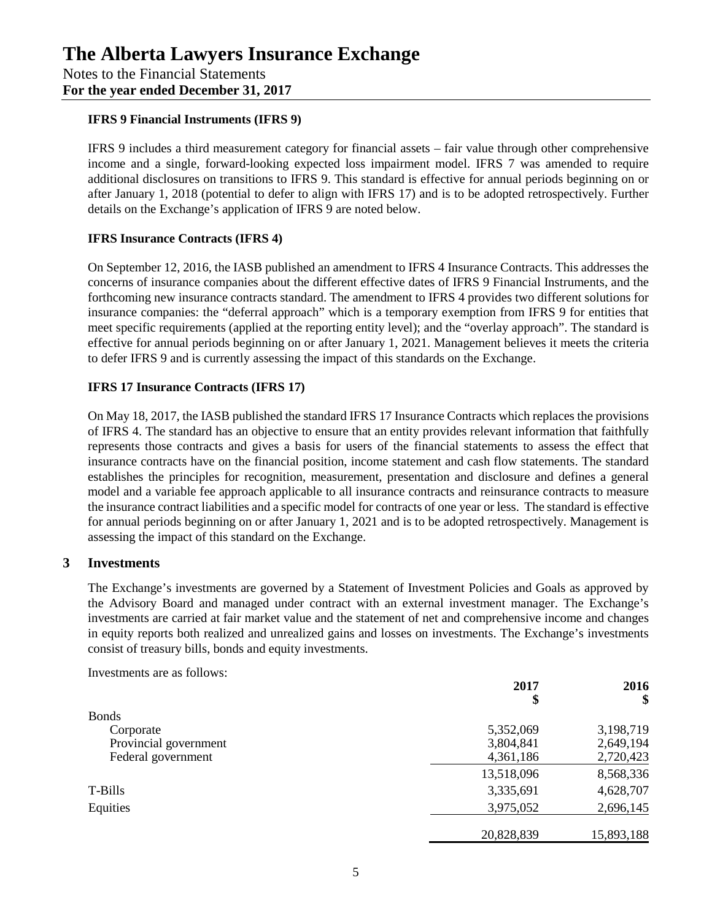**IFRS 9 Financial Instruments (IFRS 9)**

IFRS 9 includes a third measurement category for financial assets – fair value through other comprehensive income and a single, forward-looking expected loss impairment model. IFRS 7 was amended to require additional disclosures on transitions to IFRS 9. This standard is effective for annual periods beginning on or after January 1, 2018 (potential to defer to align with IFRS 17) and is to be adopted retrospectively. Further details on the Exchange's application of IFRS 9 are noted below.

**IFRS Insurance Contracts (IFRS 4)**

On September 12, 2016, the IASB published an amendment to IFRS 4 Insurance Contracts. This addresses the concerns of insurance companies about the different effective dates of IFRS 9 Financial Instruments, and the forthcoming new insurance contracts standard. The amendment to IFRS 4 provides two different solutions for insurance companies: the "deferral approach" which is a temporary exemption from IFRS 9 for entities that meet specific requirements (applied at the reporting entity level); and the "overlay approach". The standard is effective for annual periods beginning on or after January 1, 2021. Management believes it meets the criteria to defer IFRS 9 and is currently assessing the impact of this standards on the Exchange.

**IFRS 17 Insurance Contracts (IFRS 17)**

On May 18, 2017, the IASB published the standard IFRS 17 Insurance Contracts which replaces the provisions of IFRS 4. The standard has an objective to ensure that an entity provides relevant information that faithfully represents those contracts and gives a basis for users of the financial statements to assess the effect that insurance contracts have on the financial position, income statement and cash flow statements. The standard establishes the principles for recognition, measurement, presentation and disclosure and defines a general model and a variable fee approach applicable to all insurance contracts and reinsurance contracts to measure the insurance contract liabilities and a specific model for contracts of one year or less. The standard is effective for annual periods beginning on or after January 1, 2021 and is to be adopted retrospectively. Management is assessing the impact of this standard on the Exchange.

## 3 Investments

The Exchange's investments are governed by a Statement of Investment Policies and Goals as approved by the Advisory Board and managed under contract with an external investment manager. The Exchange's investments are carried at fair market value and the statement of net and comprehensive income and changes in equity reports both realized and unrealized gains and losses on investments. The Exchange's investments consist of treasury bills, bonds and equity investments.

Investments are as follows:

| | 2017<br>$ | 2016<br>$ |
|---|---|---|
| Bonds | | |
| Corporate | 5,352,069 | 3,198,719 |
| Provincial government | 3,804,841 | 2,649,194 |
| Federal government | 4,361,186 | 2,720,423 |
| | 13,518,096 | 8,568,336 |
| T-Bills | 3,335,691 | 4,628,707 |
| Equities | 3,975,052 | 2,696,145 |
| | 20,828,839 | 15,893,188 |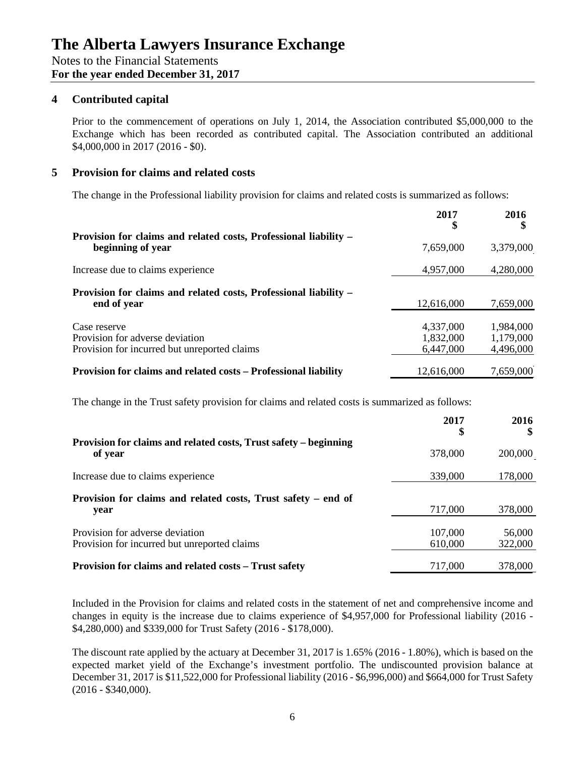# The Alberta Lawyers Insurance Exchange

Notes to the Financial Statements
**For the year ended December 31, 2017**

## 4 Contributed capital

Prior to the commencement of operations on July 1, 2014, the Association contributed $5,000,000 to the Exchange which has been recorded as contributed capital. The Association contributed an additional $4,000,000 in 2017 (2016 - $0).

## 5 Provision for claims and related costs

The change in the Professional liability provision for claims and related costs is summarized as follows:

| | 2017 $ | 2016 $ |
|---|---|---|
| **Provision for claims and related costs, Professional liability – beginning of year** | 7,659,000 | 3,379,000 |
| Increase due to claims experience | 4,957,000 | 4,280,000 |
| **Provision for claims and related costs, Professional liability – end of year** | 12,616,000 | 7,659,000 |
| Case reserve | 4,337,000 | 1,984,000 |
| Provision for adverse deviation | 1,832,000 | 1,179,000 |
| Provision for incurred but unreported claims | 6,447,000 | 4,496,000 |
| **Provision for claims and related costs – Professional liability** | 12,616,000 | 7,659,000 |

The change in the Trust safety provision for claims and related costs is summarized as follows:

| | 2017 $ | 2016 $ |
|---|---|---|
| **Provision for claims and related costs, Trust safety – beginning of year** | 378,000 | 200,000 |
| Increase due to claims experience | 339,000 | 178,000 |
| **Provision for claims and related costs, Trust safety – end of year** | 717,000 | 378,000 |
| Provision for adverse deviation | 107,000 | 56,000 |
| Provision for incurred but unreported claims | 610,000 | 322,000 |
| **Provision for claims and related costs – Trust safety** | 717,000 | 378,000 |

Included in the Provision for claims and related costs in the statement of net and comprehensive income and changes in equity is the increase due to claims experience of $4,957,000 for Professional liability (2016 - $4,280,000) and $339,000 for Trust Safety (2016 - $178,000).

The discount rate applied by the actuary at December 31, 2017 is 1.65% (2016 - 1.80%), which is based on the expected market yield of the Exchange's investment portfolio. The undiscounted provision balance at December 31, 2017 is $11,522,000 for Professional liability (2016 - $6,996,000) and $664,000 for Trust Safety (2016 - $340,000).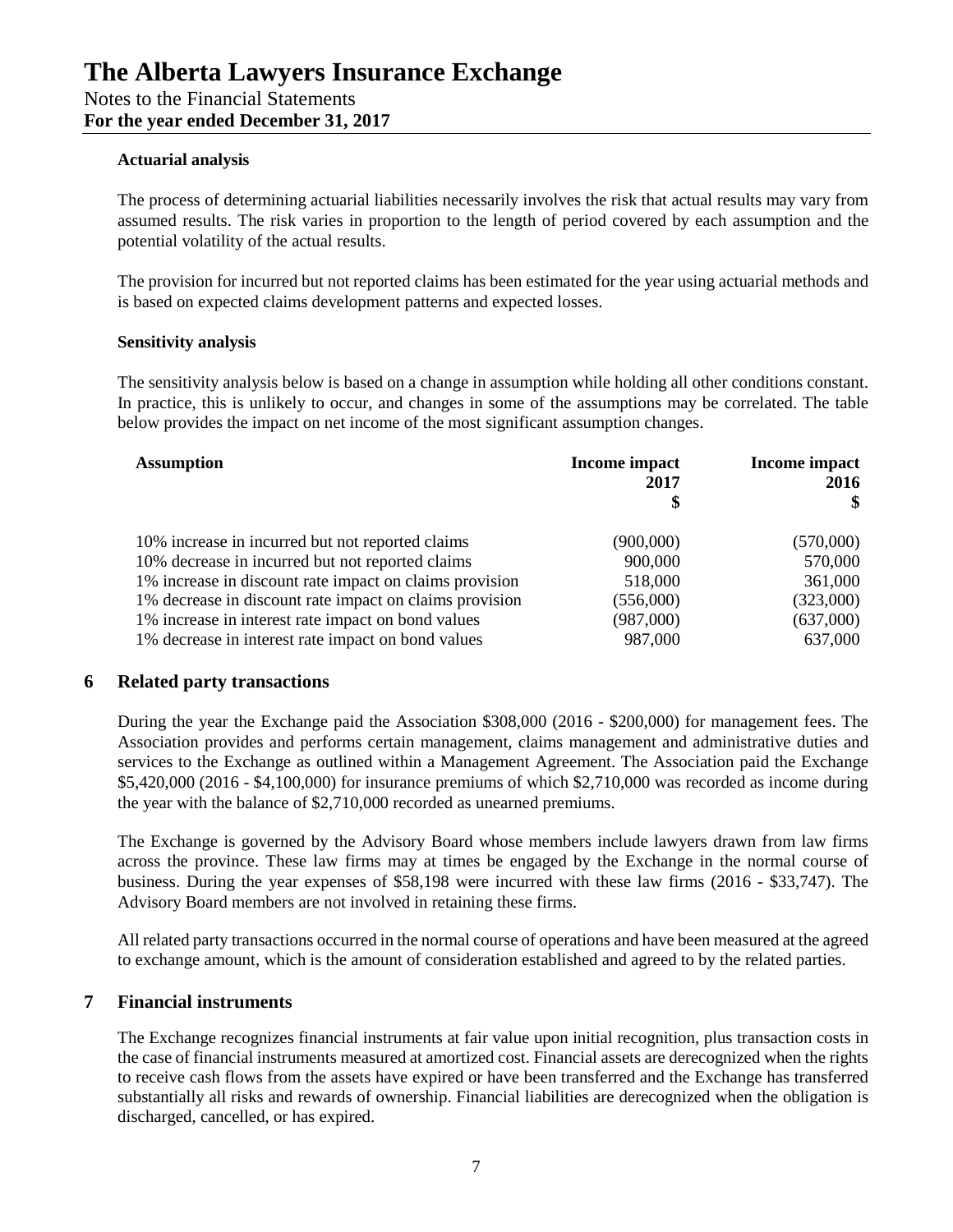### Actuarial analysis

The process of determining actuarial liabilities necessarily involves the risk that actual results may vary from assumed results. The risk varies in proportion to the length of period covered by each assumption and the potential volatility of the actual results.

The provision for incurred but not reported claims has been estimated for the year using actuarial methods and is based on expected claims development patterns and expected losses.

### Sensitivity analysis

The sensitivity analysis below is based on a change in assumption while holding all other conditions constant. In practice, this is unlikely to occur, and changes in some of the assumptions may be correlated. The table below provides the impact on net income of the most significant assumption changes.

| Assumption | Income impact 2017 $ | Income impact 2016 $ |
|---|---|---|
| 10% increase in incurred but not reported claims | (900,000) | (570,000) |
| 10% decrease in incurred but not reported claims | 900,000 | 570,000 |
| 1% increase in discount rate impact on claims provision | 518,000 | 361,000 |
| 1% decrease in discount rate impact on claims provision | (556,000) | (323,000) |
| 1% increase in interest rate impact on bond values | (987,000) | (637,000) |
| 1% decrease in interest rate impact on bond values | 987,000 | 637,000 |

## 6 Related party transactions

During the year the Exchange paid the Association $308,000 (2016 - $200,000) for management fees. The Association provides and performs certain management, claims management and administrative duties and services to the Exchange as outlined within a Management Agreement. The Association paid the Exchange $5,420,000 (2016 - $4,100,000) for insurance premiums of which $2,710,000 was recorded as income during the year with the balance of $2,710,000 recorded as unearned premiums.

The Exchange is governed by the Advisory Board whose members include lawyers drawn from law firms across the province. These law firms may at times be engaged by the Exchange in the normal course of business. During the year expenses of $58,198 were incurred with these law firms (2016 - $33,747). The Advisory Board members are not involved in retaining these firms.

All related party transactions occurred in the normal course of operations and have been measured at the agreed to exchange amount, which is the amount of consideration established and agreed to by the related parties.

## 7 Financial instruments

The Exchange recognizes financial instruments at fair value upon initial recognition, plus transaction costs in the case of financial instruments measured at amortized cost. Financial assets are derecognized when the rights to receive cash flows from the assets have expired or have been transferred and the Exchange has transferred substantially all risks and rewards of ownership. Financial liabilities are derecognized when the obligation is discharged, cancelled, or has expired.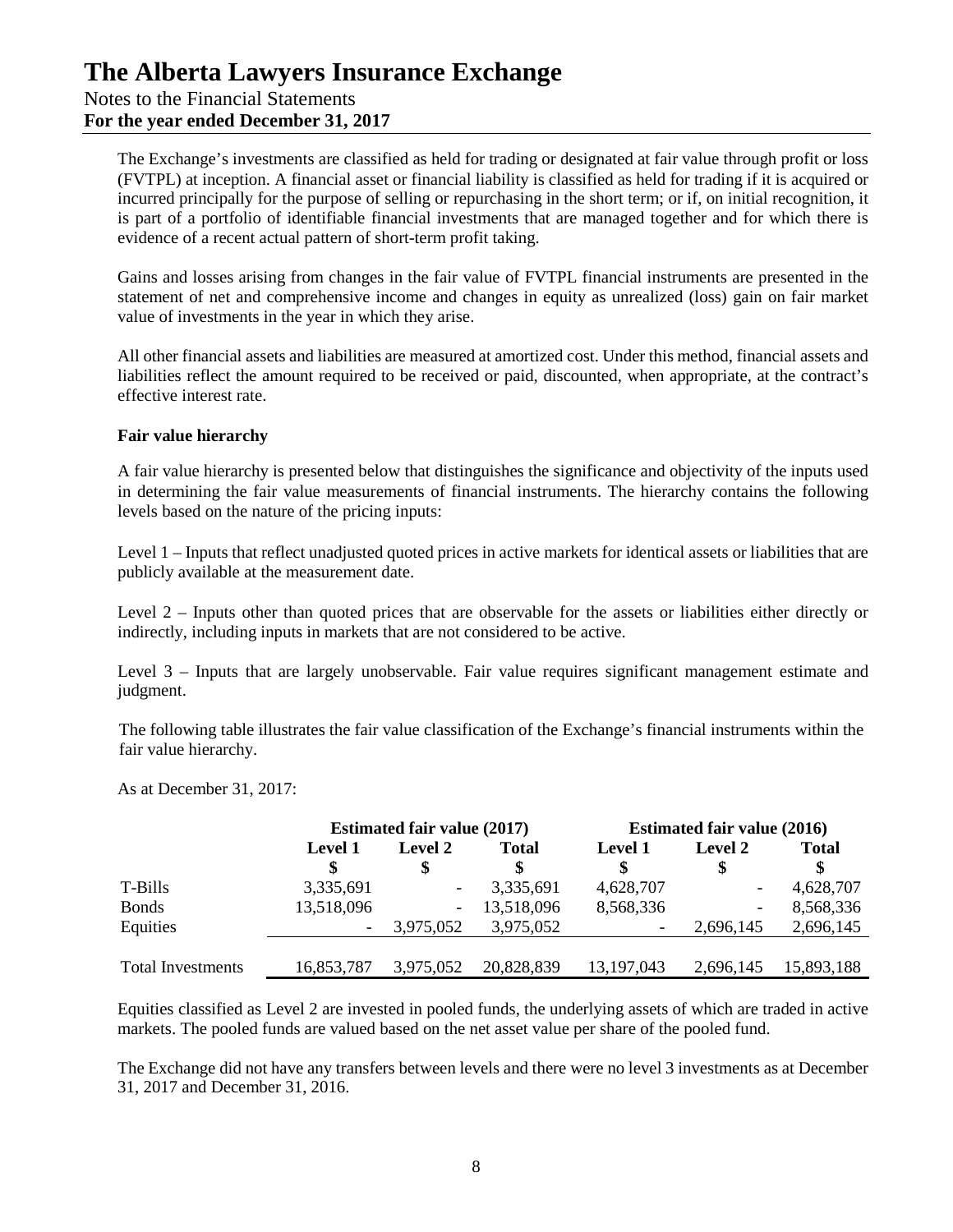The Exchange's investments are classified as held for trading or designated at fair value through profit or loss (FVTPL) at inception. A financial asset or financial liability is classified as held for trading if it is acquired or incurred principally for the purpose of selling or repurchasing in the short term; or if, on initial recognition, it is part of a portfolio of identifiable financial investments that are managed together and for which there is evidence of a recent actual pattern of short-term profit taking.

Gains and losses arising from changes in the fair value of FVTPL financial instruments are presented in the statement of net and comprehensive income and changes in equity as unrealized (loss) gain on fair market value of investments in the year in which they arise.

All other financial assets and liabilities are measured at amortized cost. Under this method, financial assets and liabilities reflect the amount required to be received or paid, discounted, when appropriate, at the contract's effective interest rate.

**Fair value hierarchy**

A fair value hierarchy is presented below that distinguishes the significance and objectivity of the inputs used in determining the fair value measurements of financial instruments. The hierarchy contains the following levels based on the nature of the pricing inputs:

Level 1 – Inputs that reflect unadjusted quoted prices in active markets for identical assets or liabilities that are publicly available at the measurement date.

Level 2 – Inputs other than quoted prices that are observable for the assets or liabilities either directly or indirectly, including inputs in markets that are not considered to be active.

Level 3 – Inputs that are largely unobservable. Fair value requires significant management estimate and judgment.

The following table illustrates the fair value classification of the Exchange's financial instruments within the fair value hierarchy.

As at December 31, 2017:

| | Estimated fair value (2017) | | | Estimated fair value (2016) | | |
|---|---|---|---|---|---|---|
| | Level 1<br>$ | Level 2<br>$ | Total<br>$ | Level 1<br>$ | Level 2<br>$ | Total<br>$ |
| T-Bills | 3,335,691 | - | 3,335,691 | 4,628,707 | - | 4,628,707 |
| Bonds | 13,518,096 | - | 13,518,096 | 8,568,336 | - | 8,568,336 |
| Equities | - | 3,975,052 | 3,975,052 | - | 2,696,145 | 2,696,145 |
| Total Investments | 16,853,787 | 3,975,052 | 20,828,839 | 13,197,043 | 2,696,145 | 15,893,188 |

Equities classified as Level 2 are invested in pooled funds, the underlying assets of which are traded in active markets. The pooled funds are valued based on the net asset value per share of the pooled fund.

The Exchange did not have any transfers between levels and there were no level 3 investments as at December 31, 2017 and December 31, 2016.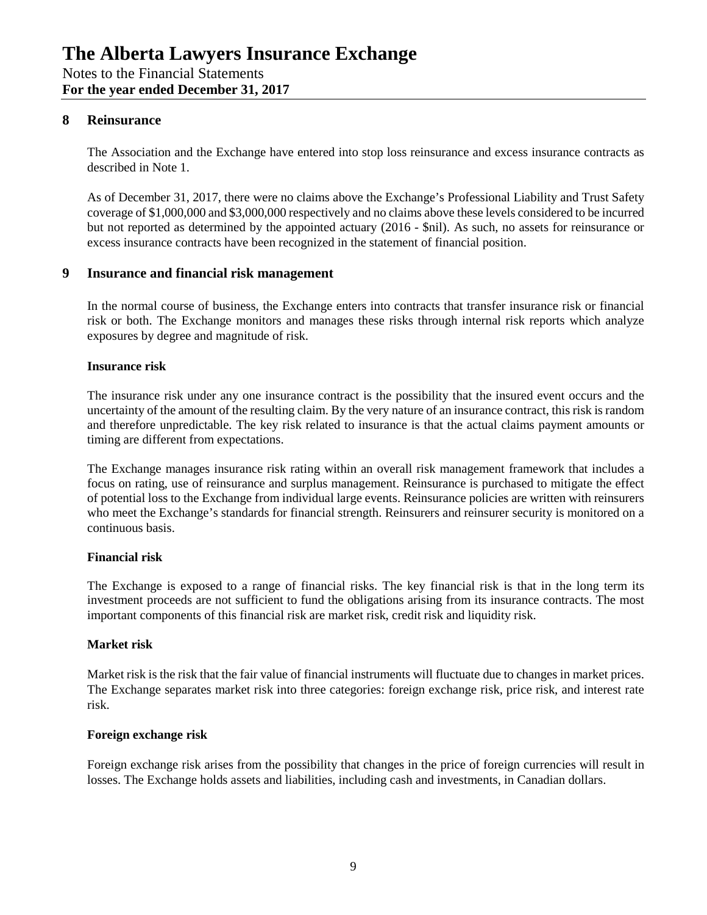## 8 Reinsurance

The Association and the Exchange have entered into stop loss reinsurance and excess insurance contracts as described in Note 1.

As of December 31, 2017, there were no claims above the Exchange's Professional Liability and Trust Safety coverage of $1,000,000 and $3,000,000 respectively and no claims above these levels considered to be incurred but not reported as determined by the appointed actuary (2016 - $nil). As such, no assets for reinsurance or excess insurance contracts have been recognized in the statement of financial position.

## 9 Insurance and financial risk management

In the normal course of business, the Exchange enters into contracts that transfer insurance risk or financial risk or both. The Exchange monitors and manages these risks through internal risk reports which analyze exposures by degree and magnitude of risk.

### Insurance risk

The insurance risk under any one insurance contract is the possibility that the insured event occurs and the uncertainty of the amount of the resulting claim. By the very nature of an insurance contract, this risk is random and therefore unpredictable. The key risk related to insurance is that the actual claims payment amounts or timing are different from expectations.

The Exchange manages insurance risk rating within an overall risk management framework that includes a focus on rating, use of reinsurance and surplus management. Reinsurance is purchased to mitigate the effect of potential loss to the Exchange from individual large events. Reinsurance policies are written with reinsurers who meet the Exchange's standards for financial strength. Reinsurers and reinsurer security is monitored on a continuous basis.

### Financial risk

The Exchange is exposed to a range of financial risks. The key financial risk is that in the long term its investment proceeds are not sufficient to fund the obligations arising from its insurance contracts. The most important components of this financial risk are market risk, credit risk and liquidity risk.

### Market risk

Market risk is the risk that the fair value of financial instruments will fluctuate due to changes in market prices. The Exchange separates market risk into three categories: foreign exchange risk, price risk, and interest rate risk.

### Foreign exchange risk

Foreign exchange risk arises from the possibility that changes in the price of foreign currencies will result in losses. The Exchange holds assets and liabilities, including cash and investments, in Canadian dollars.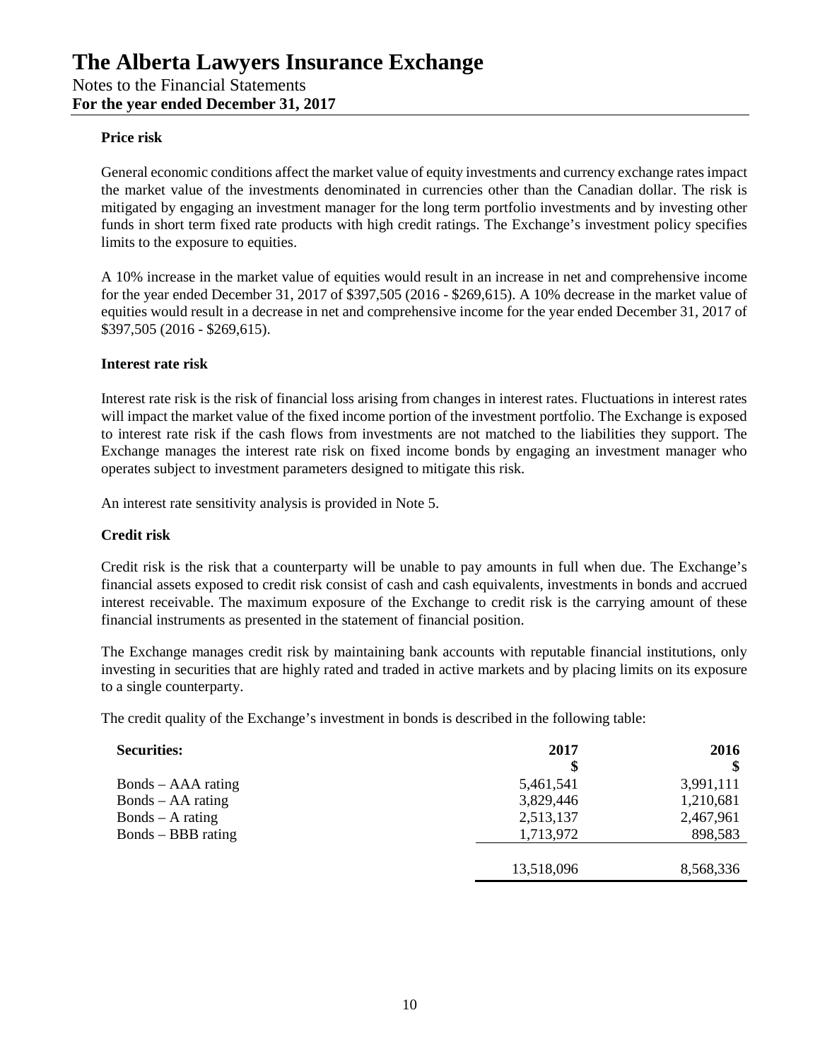#### Price risk

General economic conditions affect the market value of equity investments and currency exchange rates impact the market value of the investments denominated in currencies other than the Canadian dollar. The risk is mitigated by engaging an investment manager for the long term portfolio investments and by investing other funds in short term fixed rate products with high credit ratings. The Exchange's investment policy specifies limits to the exposure to equities.

A 10% increase in the market value of equities would result in an increase in net and comprehensive income for the year ended December 31, 2017 of $397,505 (2016 - $269,615). A 10% decrease in the market value of equities would result in a decrease in net and comprehensive income for the year ended December 31, 2017 of $397,505 (2016 - $269,615).

#### Interest rate risk

Interest rate risk is the risk of financial loss arising from changes in interest rates. Fluctuations in interest rates will impact the market value of the fixed income portion of the investment portfolio. The Exchange is exposed to interest rate risk if the cash flows from investments are not matched to the liabilities they support. The Exchange manages the interest rate risk on fixed income bonds by engaging an investment manager who operates subject to investment parameters designed to mitigate this risk.

An interest rate sensitivity analysis is provided in Note 5.

#### Credit risk

Credit risk is the risk that a counterparty will be unable to pay amounts in full when due. The Exchange's financial assets exposed to credit risk consist of cash and cash equivalents, investments in bonds and accrued interest receivable. The maximum exposure of the Exchange to credit risk is the carrying amount of these financial instruments as presented in the statement of financial position.

The Exchange manages credit risk by maintaining bank accounts with reputable financial institutions, only investing in securities that are highly rated and traded in active markets and by placing limits on its exposure to a single counterparty.

The credit quality of the Exchange's investment in bonds is described in the following table:

| **Securities:** | **2017** | **2016** |
|---|---|---|
| | **$** | **$** |
| Bonds – AAA rating | 5,461,541 | 3,991,111 |
| Bonds – AA rating | 3,829,446 | 1,210,681 |
| Bonds – A rating | 2,513,137 | 2,467,961 |
| Bonds – BBB rating | 1,713,972 | 898,583 |
| | 13,518,096 | 8,568,336 |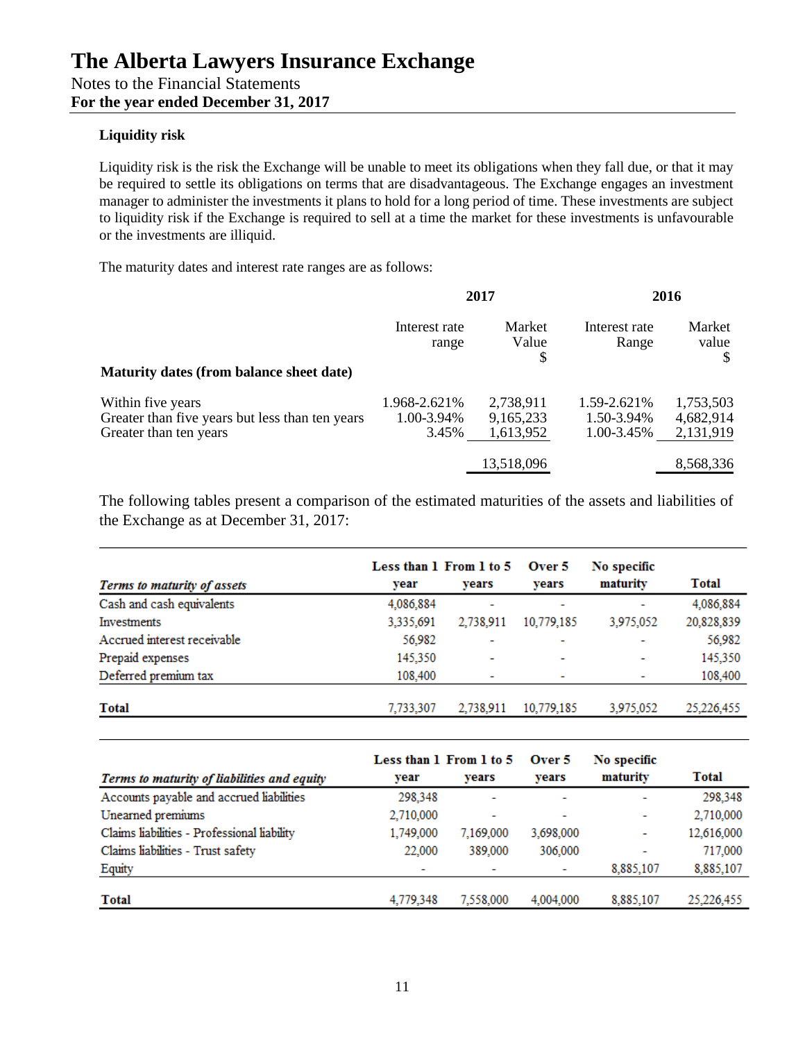# The Alberta Lawyers Insurance Exchange

Notes to the Financial Statements
**For the year ended December 31, 2017**

### Liquidity risk

Liquidity risk is the risk the Exchange will be unable to meet its obligations when they fall due, or that it may be required to settle its obligations on terms that are disadvantageous. The Exchange engages an investment manager to administer the investments it plans to hold for a long period of time. These investments are subject to liquidity risk if the Exchange is required to sell at a time the market for these investments is unfavourable or the investments are illiquid.

The maturity dates and interest rate ranges are as follows:

| | 2017 | | 2016 | |
|---|---|---|---|---|
| **Maturity dates (from balance sheet date)** | Interest rate range | Market Value $ | Interest rate Range | Market value $ |
| Within five years | 1.968-2.621% | 2,738,911 | 1.59-2.621% | 1,753,503 |
| Greater than five years but less than ten years | 1.00-3.94% | 9,165,233 | 1.50-3.94% | 4,682,914 |
| Greater than ten years | 3.45% | 1,613,952 | 1.00-3.45% | 2,131,919 |
| | | 13,518,096 | | 8,568,336 |

The following tables present a comparison of the estimated maturities of the assets and liabilities of the Exchange as at December 31, 2017:

| *Terms to maturity of assets* | Less than 1 year | From 1 to 5 years | Over 5 years | No specific maturity | Total |
|---|---|---|---|---|---|
| Cash and cash equivalents | 4,086,884 | - | - | - | 4,086,884 |
| Investments | 3,335,691 | 2,738,911 | 10,779,185 | 3,975,052 | 20,828,839 |
| Accrued interest receivable | 56,982 | - | - | - | 56,982 |
| Prepaid expenses | 145,350 | - | - | - | 145,350 |
| Deferred premium tax | 108,400 | - | - | - | 108,400 |
| **Total** | 7,733,307 | 2,738,911 | 10,779,185 | 3,975,052 | 25,226,455 |

| *Terms to maturity of liabilities and equity* | Less than 1 year | From 1 to 5 years | Over 5 years | No specific maturity | Total |
|---|---|---|---|---|---|
| Accounts payable and accrued liabilities | 298,348 | - | - | - | 298,348 |
| Unearned premiums | 2,710,000 | - | - | - | 2,710,000 |
| Claims liabilities - Professional liability | 1,749,000 | 7,169,000 | 3,698,000 | - | 12,616,000 |
| Claims liabilities - Trust safety | 22,000 | 389,000 | 306,000 | - | 717,000 |
| Equity | - | - | - | 8,885,107 | 8,885,107 |
| **Total** | 4,779,348 | 7,558,000 | 4,004,000 | 8,885,107 | 25,226,455 |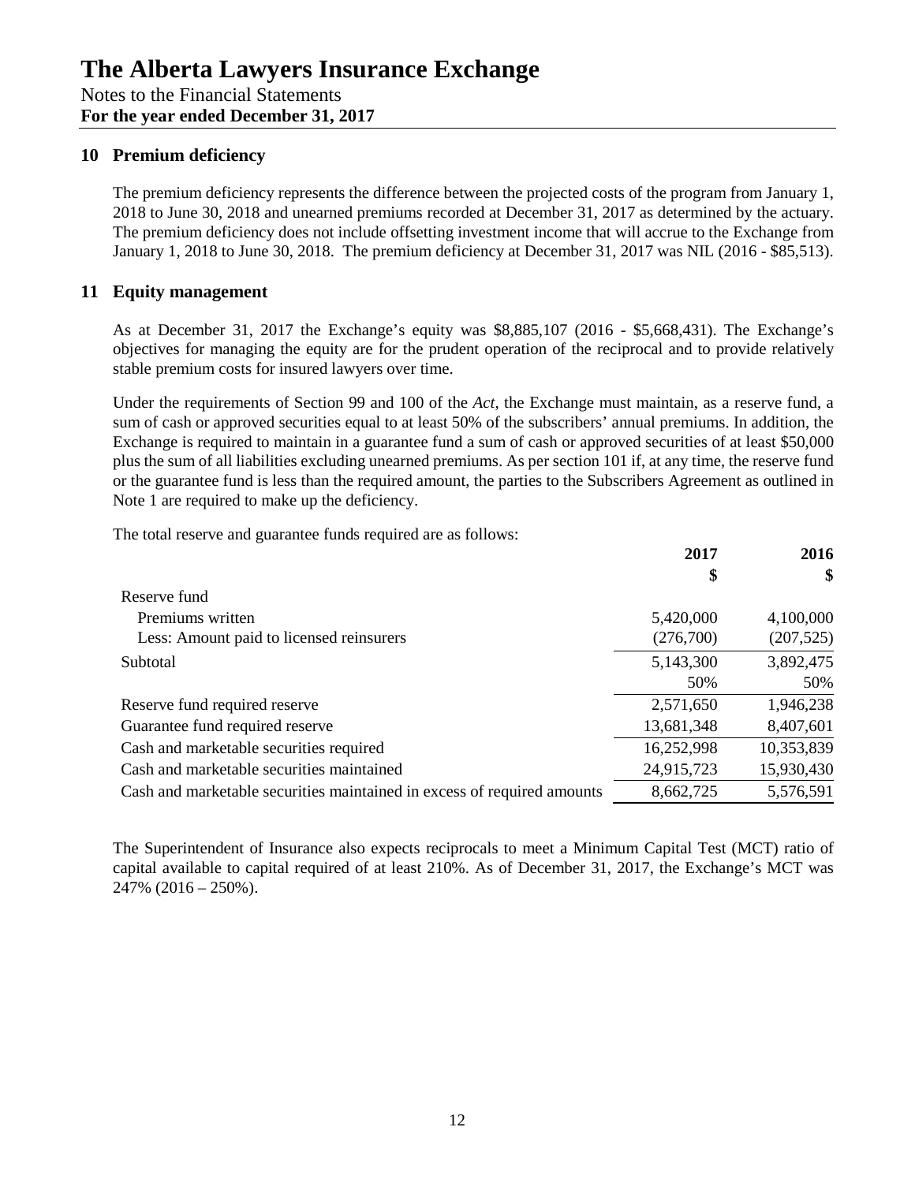# The Alberta Lawyers Insurance Exchange

Notes to the Financial Statements
**For the year ended December 31, 2017**

## 10 Premium deficiency

The premium deficiency represents the difference between the projected costs of the program from January 1, 2018 to June 30, 2018 and unearned premiums recorded at December 31, 2017 as determined by the actuary. The premium deficiency does not include offsetting investment income that will accrue to the Exchange from January 1, 2018 to June 30, 2018. The premium deficiency at December 31, 2017 was NIL (2016 - $85,513).

## 11 Equity management

As at December 31, 2017 the Exchange's equity was $8,885,107 (2016 - $5,668,431). The Exchange's objectives for managing the equity are for the prudent operation of the reciprocal and to provide relatively stable premium costs for insured lawyers over time.

Under the requirements of Section 99 and 100 of the *Act*, the Exchange must maintain, as a reserve fund, a sum of cash or approved securities equal to at least 50% of the subscribers' annual premiums. In addition, the Exchange is required to maintain in a guarantee fund a sum of cash or approved securities of at least $50,000 plus the sum of all liabilities excluding unearned premiums. As per section 101 if, at any time, the reserve fund or the guarantee fund is less than the required amount, the parties to the Subscribers Agreement as outlined in Note 1 are required to make up the deficiency.

The total reserve and guarantee funds required are as follows:

| | 2017<br>$ | 2016<br>$ |
|---|---|---|
| Reserve fund | | |
| Premiums written | 5,420,000 | 4,100,000 |
| Less: Amount paid to licensed reinsurers | (276,700) | (207,525) |
| Subtotal | 5,143,300 | 3,892,475 |
| | 50% | 50% |
| Reserve fund required reserve | 2,571,650 | 1,946,238 |
| Guarantee fund required reserve | 13,681,348 | 8,407,601 |
| Cash and marketable securities required | 16,252,998 | 10,353,839 |
| Cash and marketable securities maintained | 24,915,723 | 15,930,430 |
| Cash and marketable securities maintained in excess of required amounts | 8,662,725 | 5,576,591 |

The Superintendent of Insurance also expects reciprocals to meet a Minimum Capital Test (MCT) ratio of capital available to capital required of at least 210%. As of December 31, 2017, the Exchange's MCT was 247% (2016 – 250%).